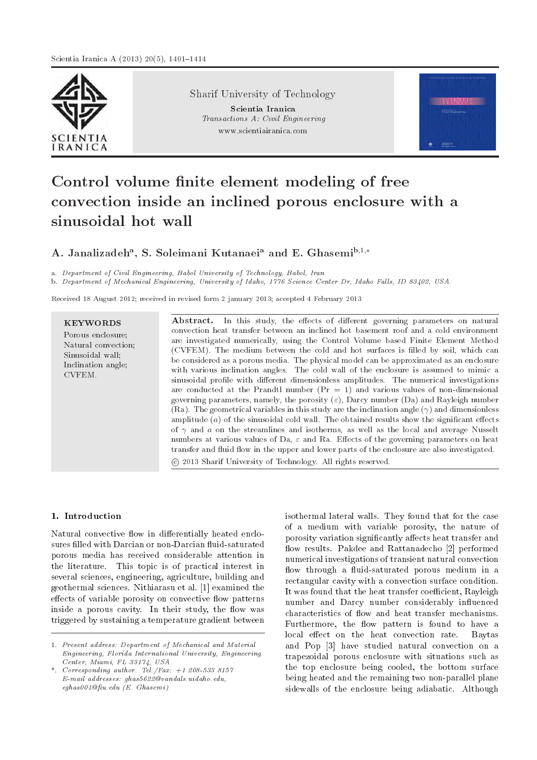# Control volume finite element modeling of free convection inside an inclined porous enclosure with a sinusoidal hot wall

**A. Janalizadeh[a], S. Soleimani Kutanaei[a] and E. Ghasemi[b,1,*]**

a. *Department of Civil Engineering, Babol University of Technology, Babol, Iran.*
b. *Department of Mechanical Engineering, University of Idaho, 1776 Science Center Dr, Idaho Falls, ID 83402, USA.*

Received 18 August 2012; received in revised form 2 january 2013; accepted 4 February 2013

**KEYWORDS**

Porous enclosure;
Natural convection;
Sinusoidal wall;
Inclination angle;
CVFEM.

**Abstract.** In this study, the effects of different governing parameters on natural convection heat transfer between an inclined hot basement roof and a cold environment are investigated numerically, using the Control Volume based Finite Element Method (CVFEM). The medium between the cold and hot surfaces is filled by soil, which can be considered as a porous media. The physical model can be approximated as an enclosure with various inclination angles. The cold wall of the enclosure is assumed to mimic a sinusoidal profile with different dimensionless amplitudes. The numerical investigations are conducted at the Prandtl number (Pr = 1) and various values of non-dimensional governing parameters, namely, the porosity ($\varepsilon$), Darcy number (Da) and Rayleigh number (Ra). The geometrical variables in this study are the inclination angle ($\gamma$) and dimensionless amplitude ($a$) of the sinusoidal cold wall. The obtained results show the significant effects of $\gamma$ and $a$ on the streamlines and isotherms, as well as the local and average Nusselt numbers at various values of Da, $\varepsilon$ and Ra. Effects of the governing parameters on heat transfer and fluid flow in the upper and lower parts of the enclosure are also investigated.

© 2013 Sharif University of Technology. All rights reserved.

## 1. Introduction

Natural convective flow in differentially heated enclosures filled with Darcian or non-Darcian fluid-saturated porous media has received considerable attention in the literature. This topic is of practical interest in several sciences, engineering, agriculture, building and geothermal sciences. Nithiarasu et al. [1] examined the effects of variable porosity on convective flow patterns inside a porous cavity. In their study, the flow was triggered by sustaining a temperature gradient between isothermal lateral walls. They found that for the case of a medium with variable porosity, the nature of porosity variation significantly affects heat transfer and flow results. Pakdee and Rattanadecho [2] performed numerical investigations of transient natural convection flow through a fluid-saturated porous medium in a rectangular cavity with a convection surface condition. It was found that the heat transfer coefficient, Rayleigh number and Darcy number considerably influenced characteristics of flow and heat transfer mechanisms. Furthermore, the flow pattern is found to have a local effect on the heat convection rate. Baytas and Pop [3] have studied natural convection on a trapezoidal porous enclosure with situations such as the top enclosure being cooled, the bottom surface being heated and the remaining two non-parallel plane sidewalls of the enclosure being adiabatic. Although

1. *Present address: Department of Mechanical and Material Engineering, Florida International University, Engineering Center, Miami, FL 33174, USA.*

\*. *Corresponding author. Tel./Fax: +1 208-533 8157*
*E-mail addresses: ghas5622@vandals.uidaho.edu, eghas001@fiu.edu (E. Ghasemi)*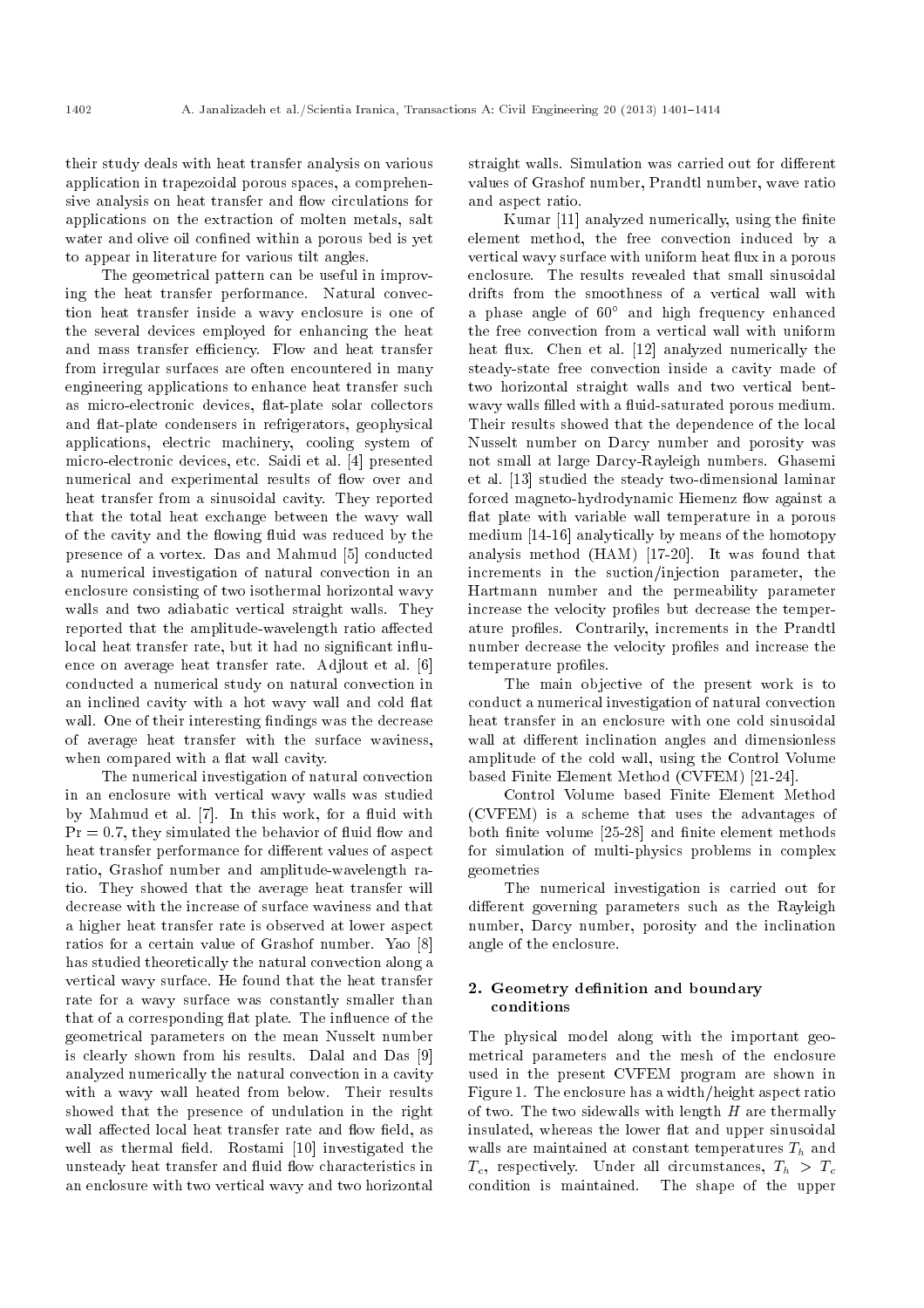their study deals with heat transfer analysis on various application in trapezoidal porous spaces, a comprehensive analysis on heat transfer and flow circulations for applications on the extraction of molten metals, salt water and olive oil confined within a porous bed is yet to appear in literature for various tilt angles.

The geometrical pattern can be useful in improving the heat transfer performance. Natural convection heat transfer inside a wavy enclosure is one of the several devices employed for enhancing the heat and mass transfer efficiency. Flow and heat transfer from irregular surfaces are often encountered in many engineering applications to enhance heat transfer such as micro-electronic devices, flat-plate solar collectors and flat-plate condensers in refrigerators, geophysical applications, electric machinery, cooling system of micro-electronic devices, etc. Saidi et al. [4] presented numerical and experimental results of flow over and heat transfer from a sinusoidal cavity. They reported that the total heat exchange between the wavy wall of the cavity and the flowing fluid was reduced by the presence of a vortex. Das and Mahmud [5] conducted a numerical investigation of natural convection in an enclosure consisting of two isothermal horizontal wavy walls and two adiabatic vertical straight walls. They reported that the amplitude-wavelength ratio affected local heat transfer rate, but it had no significant influence on average heat transfer rate. Adjlout et al. [6] conducted a numerical study on natural convection in an inclined cavity with a hot wavy wall and cold flat wall. One of their interesting findings was the decrease of average heat transfer with the surface waviness, when compared with a flat wall cavity.

The numerical investigation of natural convection in an enclosure with vertical wavy walls was studied by Mahmud et al. [7]. In this work, for a fluid with $\mathrm{Pr} = 0.7$, they simulated the behavior of fluid flow and heat transfer performance for different values of aspect ratio, Grashof number and amplitude-wavelength ratio. They showed that the average heat transfer will decrease with the increase of surface waviness and that a higher heat transfer rate is observed at lower aspect ratios for a certain value of Grashof number. Yao [8] has studied theoretically the natural convection along a vertical wavy surface. He found that the heat transfer rate for a wavy surface was constantly smaller than that of a corresponding flat plate. The influence of the geometrical parameters on the mean Nusselt number is clearly shown from his results. Dalal and Das [9] analyzed numerically the natural convection in a cavity with a wavy wall heated from below. Their results showed that the presence of undulation in the right wall affected local heat transfer rate and flow field, as well as thermal field. Rostami [10] investigated the unsteady heat transfer and fluid flow characteristics in an enclosure with two vertical wavy and two horizontal straight walls. Simulation was carried out for different values of Grashof number, Prandtl number, wave ratio and aspect ratio.

Kumar [11] analyzed numerically, using the finite element method, the free convection induced by a vertical wavy surface with uniform heat flux in a porous enclosure. The results revealed that small sinusoidal drifts from the smoothness of a vertical wall with a phase angle of $60°$ and high frequency enhanced the free convection from a vertical wall with uniform heat flux. Chen et al. [12] analyzed numerically the steady-state free convection inside a cavity made of two horizontal straight walls and two vertical bent-wavy walls filled with a fluid-saturated porous medium. Their results showed that the dependence of the local Nusselt number on Darcy number and porosity was not small at large Darcy-Rayleigh numbers. Ghasemi et al. [13] studied the steady two-dimensional laminar forced magneto-hydrodynamic Hiemenz flow against a flat plate with variable wall temperature in a porous medium [14-16] analytically by means of the homotopy analysis method (HAM) [17-20]. It was found that increments in the suction/injection parameter, the Hartmann number and the permeability parameter increase the velocity profiles but decrease the temperature profiles. Contrarily, increments in the Prandtl number decrease the velocity profiles and increase the temperature profiles.

The main objective of the present work is to conduct a numerical investigation of natural convection heat transfer in an enclosure with one cold sinusoidal wall at different inclination angles and dimensionless amplitude of the cold wall, using the Control Volume based Finite Element Method (CVFEM) [21-24].

Control Volume based Finite Element Method (CVFEM) is a scheme that uses the advantages of both finite volume [25-28] and finite element methods for simulation of multi-physics problems in complex geometries

The numerical investigation is carried out for different governing parameters such as the Rayleigh number, Darcy number, porosity and the inclination angle of the enclosure.

## 2. Geometry definition and boundary conditions

The physical model along with the important geometrical parameters and the mesh of the enclosure used in the present CVFEM program are shown in Figure 1. The enclosure has a width/height aspect ratio of two. The two sidewalls with length $H$ are thermally insulated, whereas the lower flat and upper sinusoidal walls are maintained at constant temperatures $T_h$ and $T_c$, respectively. Under all circumstances, $T_h > T_c$ condition is maintained. The shape of the upper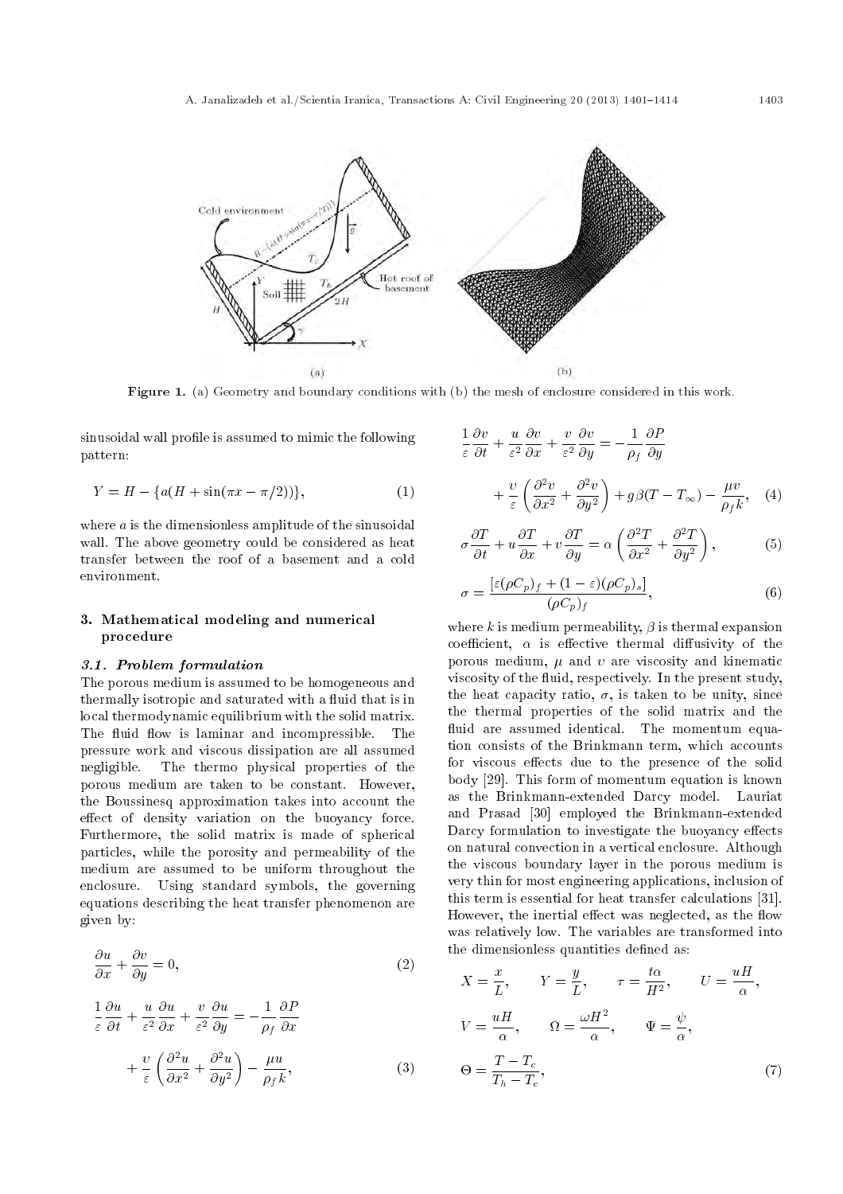Figure 1. (a) Geometry and boundary conditions with (b) the mesh of enclosure considered in this work.

sinusoidal wall profile is assumed to mimic the following pattern:

$$Y = H - \{a(H + \sin(\pi x - \pi/2))\}, \tag{1}$$

where $a$ is the dimensionless amplitude of the sinusoidal wall. The above geometry could be considered as heat transfer between the roof of a basement and a cold environment.

## 3. Mathematical modeling and numerical procedure

### 3.1. Problem formulation

The porous medium is assumed to be homogeneous and thermally isotropic and saturated with a fluid that is in local thermodynamic equilibrium with the solid matrix. The fluid flow is laminar and incompressible. The pressure work and viscous dissipation are all assumed negligible. The thermo physical properties of the porous medium are taken to be constant. However, the Boussinesq approximation takes into account the effect of density variation on the buoyancy force. Furthermore, the solid matrix is made of spherical particles, while the porosity and permeability of the medium are assumed to be uniform throughout the enclosure. Using standard symbols, the governing equations describing the heat transfer phenomenon are given by:

$$\frac{\partial u}{\partial x} + \frac{\partial v}{\partial y} = 0, \tag{2}$$

$$\frac{1}{\varepsilon}\frac{\partial u}{\partial t} + \frac{u}{\varepsilon^2}\frac{\partial u}{\partial x} + \frac{v}{\varepsilon^2}\frac{\partial u}{\partial y} = -\frac{1}{\rho_f}\frac{\partial P}{\partial x} + \frac{\upsilon}{\varepsilon}\left(\frac{\partial^2 u}{\partial x^2} + \frac{\partial^2 u}{\partial y^2}\right) - \frac{\mu u}{\rho_f k}, \tag{3}$$

$$\frac{1}{\varepsilon}\frac{\partial v}{\partial t} + \frac{u}{\varepsilon^2}\frac{\partial v}{\partial x} + \frac{v}{\varepsilon^2}\frac{\partial v}{\partial y} = -\frac{1}{\rho_f}\frac{\partial P}{\partial y} + \frac{\upsilon}{\varepsilon}\left(\frac{\partial^2 v}{\partial x^2} + \frac{\partial^2 v}{\partial y^2}\right) + g\beta(T - T_\infty) - \frac{\mu v}{\rho_f k}, \tag{4}$$

$$\sigma\frac{\partial T}{\partial t} + u\frac{\partial T}{\partial x} + v\frac{\partial T}{\partial y} = \alpha\left(\frac{\partial^2 T}{\partial x^2} + \frac{\partial^2 T}{\partial y^2}\right), \tag{5}$$

$$\sigma = \frac{[\varepsilon(\rho C_p)_f + (1-\varepsilon)(\rho C_p)_s]}{(\rho C_p)_f}, \tag{6}$$

where $k$ is medium permeability, $\beta$ is thermal expansion coefficient, $\alpha$ is effective thermal diffusivity of the porous medium, $\mu$ and $\upsilon$ are viscosity and kinematic viscosity of the fluid, respectively. In the present study, the heat capacity ratio, $\sigma$, is taken to be unity, since the thermal properties of the solid matrix and the fluid are assumed identical. The momentum equation consists of the Brinkmann term, which accounts for viscous effects due to the presence of the solid body [29]. This form of momentum equation is known as the Brinkmann-extended Darcy model. Lauriat and Prasad [30] employed the Brinkmann-extended Darcy formulation to investigate the buoyancy effects on natural convection in a vertical enclosure. Although the viscous boundary layer in the porous medium is very thin for most engineering applications, inclusion of this term is essential for heat transfer calculations [31]. However, the inertial effect was neglected, as the flow was relatively low. The variables are transformed into the dimensionless quantities defined as:

$$X = \frac{x}{L}, \qquad Y = \frac{y}{L}, \qquad \tau = \frac{t\alpha}{H^2}, \qquad U = \frac{uH}{\alpha},$$

$$V = \frac{uH}{\alpha}, \qquad \Omega = \frac{\omega H^2}{\alpha}, \qquad \Psi = \frac{\psi}{\alpha},$$

$$\Theta = \frac{T - T_c}{T_h - T_c}, \tag{7}$$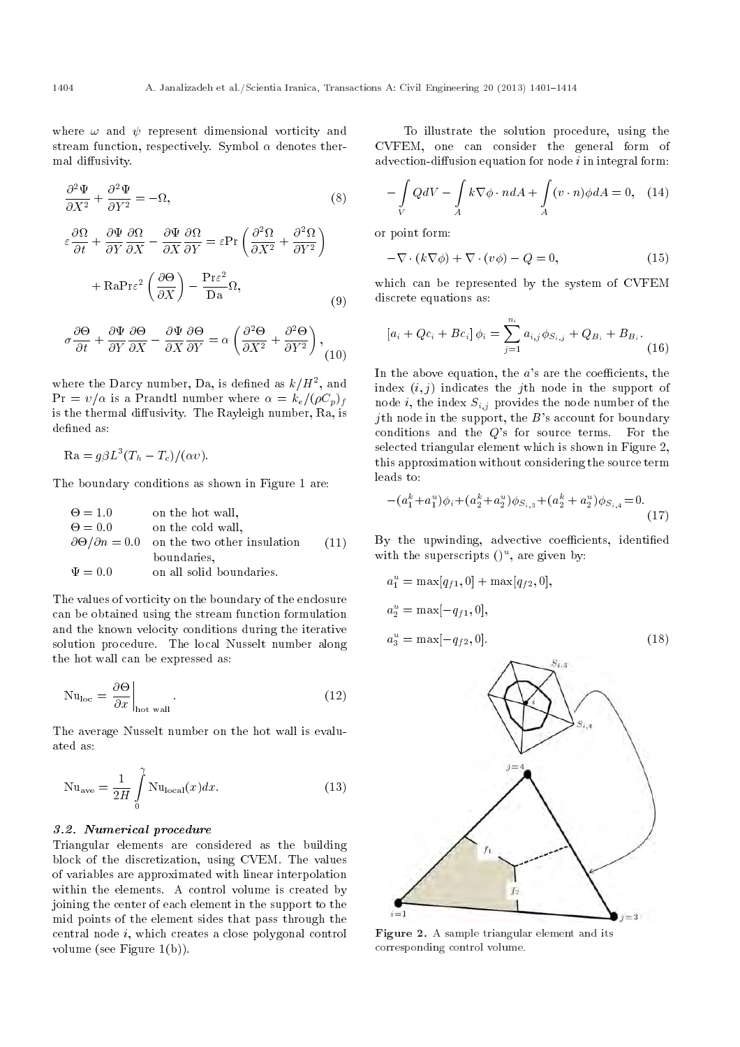where $\omega$ and $\psi$ represent dimensional vorticity and stream function, respectively. Symbol $\alpha$ denotes thermal diffusivity.

$$\frac{\partial^2 \Psi}{\partial X^2} + \frac{\partial^2 \Psi}{\partial Y^2} = -\Omega, \tag{8}$$

$$\varepsilon \frac{\partial \Omega}{\partial t} + \frac{\partial \Psi}{\partial Y}\frac{\partial \Omega}{\partial X} - \frac{\partial \Psi}{\partial X}\frac{\partial \Omega}{\partial Y} = \varepsilon \mathrm{Pr}\left(\frac{\partial^2 \Omega}{\partial X^2} + \frac{\partial^2 \Omega}{\partial Y^2}\right) + \mathrm{Ra}\mathrm{Pr}\varepsilon^2\left(\frac{\partial \Theta}{\partial X}\right) - \frac{\mathrm{Pr}\varepsilon^2}{\mathrm{Da}}\Omega, \tag{9}$$

$$\sigma \frac{\partial \Theta}{\partial t} + \frac{\partial \Psi}{\partial Y}\frac{\partial \Theta}{\partial X} - \frac{\partial \Psi}{\partial X}\frac{\partial \Theta}{\partial Y} = \alpha\left(\frac{\partial^2 \Theta}{\partial X^2} + \frac{\partial^2 \Theta}{\partial Y^2}\right), \tag{10}$$

where the Darcy number, Da, is defined as $k/H^2$, and $\mathrm{Pr} = v/\alpha$ is a Prandtl number where $\alpha = k_e/(\rho C_p)_f$ is the thermal diffusivity. The Rayleigh number, Ra, is defined as:

$$\mathrm{Ra} = g\beta L^3(T_h - T_c)/(\alpha v).$$

The boundary conditions as shown in Figure 1 are:

$$\begin{array}{ll} \Theta = 1.0 & \text{on the hot wall,} \\ \Theta = 0.0 & \text{on the cold wall,} \\ \partial\Theta/\partial n = 0.0 & \text{on the two other insulation boundaries,} \\ \Psi = 0.0 & \text{on all solid boundaries.} \end{array} \tag{11}$$

The values of vorticity on the boundary of the enclosure can be obtained using the stream function formulation and the known velocity conditions during the iterative solution procedure. The local Nusselt number along the hot wall can be expressed as:

$$\mathrm{Nu}_{\mathrm{loc}} = \left.\frac{\partial \Theta}{\partial x}\right|_{\text{hot wall}}. \tag{12}$$

The average Nusselt number on the hot wall is evaluated as:

$$\mathrm{Nu}_{\mathrm{ave}} = \frac{1}{2H}\int_0^{\gamma} \mathrm{Nu}_{\mathrm{local}}(x)dx. \tag{13}$$

### 3.2. Numerical procedure

Triangular elements are considered as the building block of the discretization, using CVEM. The values of variables are approximated with linear interpolation within the elements. A control volume is created by joining the center of each element in the support to the mid points of the element sides that pass through the central node $i$, which creates a close polygonal control volume (see Figure 1(b)).

To illustrate the solution procedure, using the CVFEM, one can consider the general form of advection-diffusion equation for node $i$ in integral form:

$$-\int_V Q dV - \int_A k\nabla\phi \cdot n dA + \int_A (v \cdot n)\phi dA = 0, \tag{14}$$

or point form:

$$-\nabla \cdot (k\nabla\phi) + \nabla \cdot (v\phi) - Q = 0, \tag{15}$$

which can be represented by the system of CVFEM discrete equations as:

$$[a_i + Qc_i + Bc_i]\,\phi_i = \sum_{j=1}^{n_i} a_{i,j}\phi_{S_{i,j}} + Q_{B_i} + B_{B_i}. \tag{16}$$

In the above equation, the $a$'s are the coefficients, the index $(i, j)$ indicates the $j$th node in the support of node $i$, the index $S_{i,j}$ provides the node number of the $j$th node in the support, the $B$'s account for boundary conditions and the $Q$'s for source terms. For the selected triangular element which is shown in Figure 2, this approximation without considering the source term leads to:

$$-(a_1^k + a_1^u)\phi_i + (a_2^k + a_2^u)\phi_{S_{i,3}} + (a_2^k + a_2^u)\phi_{S_{i,4}} = 0. \tag{17}$$

By the upwinding, advective coefficients, identified with the superscripts $()^u$, are given by:

$$a_1^u = \max[q_{f1}, 0] + \max[q_{f2}, 0],$$

$$a_2^u = \max[-q_{f1}, 0],$$

$$a_3^u = \max[-q_{f2}, 0]. \tag{18}$$

**Figure 2.** A sample triangular element and its corresponding control volume.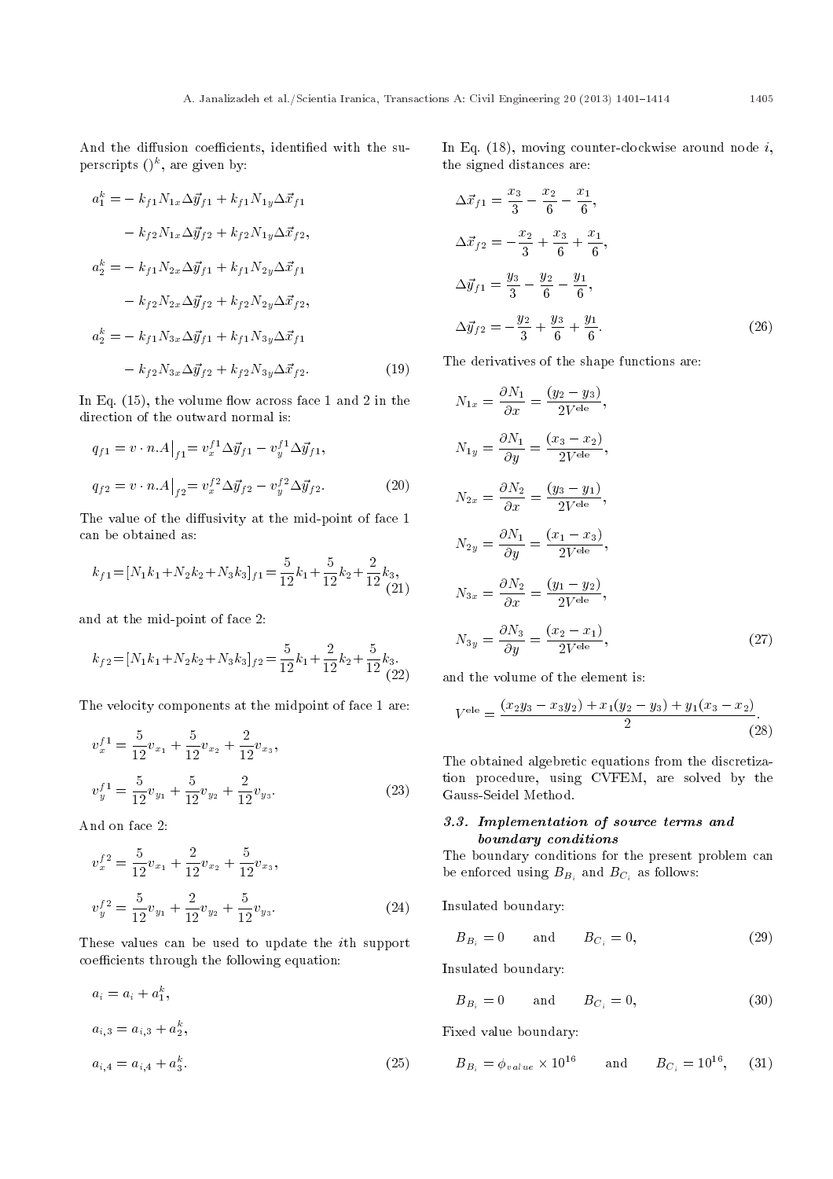And the diffusion coefficients, identified with the superscripts $()^k$, are given by:

$$
\begin{aligned}
a_1^k = & - k_{f1} N_{1x} \Delta \vec{y}_{f1} + k_{f1} N_{1y} \Delta \vec{x}_{f1} \\
& - k_{f2} N_{1x} \Delta \vec{y}_{f2} + k_{f2} N_{1y} \Delta \vec{x}_{f2}, \\
a_2^k = & - k_{f1} N_{2x} \Delta \vec{y}_{f1} + k_{f1} N_{2y} \Delta \vec{x}_{f1} \\
& - k_{f2} N_{2x} \Delta \vec{y}_{f2} + k_{f2} N_{2y} \Delta \vec{x}_{f2}, \\
a_2^k = & - k_{f1} N_{3x} \Delta \vec{y}_{f1} + k_{f1} N_{3y} \Delta \vec{x}_{f1} \\
& - k_{f2} N_{3x} \Delta \vec{y}_{f2} + k_{f2} N_{3y} \Delta \vec{x}_{f2}.
\end{aligned} \tag{19}
$$

In Eq. (15), the volume flow across face 1 and 2 in the direction of the outward normal is:

$$
\begin{aligned}
q_{f1} &= v \cdot n.A\big|_{f1} = v_x^{f1} \Delta \vec{y}_{f1} - v_y^{f1} \Delta \vec{y}_{f1}, \\
q_{f2} &= v \cdot n.A\big|_{f2} = v_x^{f2} \Delta \vec{y}_{f2} - v_y^{f2} \Delta \vec{y}_{f2}.
\end{aligned} \tag{20}
$$

The value of the diffusivity at the mid-point of face 1 can be obtained as:

$$
k_{f1} = [N_1 k_1 + N_2 k_2 + N_3 k_3]_{f1} = \frac{5}{12} k_1 + \frac{5}{12} k_2 + \frac{2}{12} k_3, \tag{21}
$$

and at the mid-point of face 2:

$$
k_{f2} = [N_1 k_1 + N_2 k_2 + N_3 k_3]_{f2} = \frac{5}{12} k_1 + \frac{2}{12} k_2 + \frac{5}{12} k_3. \tag{22}
$$

The velocity components at the midpoint of face 1 are:

$$
\begin{aligned}
v_x^{f1} &= \frac{5}{12} v_{x_1} + \frac{5}{12} v_{x_2} + \frac{2}{12} v_{x_3}, \\
v_y^{f1} &= \frac{5}{12} v_{y_1} + \frac{5}{12} v_{y_2} + \frac{2}{12} v_{y_3}.
\end{aligned} \tag{23}
$$

And on face 2:

$$
\begin{aligned}
v_x^{f2} &= \frac{5}{12} v_{x_1} + \frac{2}{12} v_{x_2} + \frac{5}{12} v_{x_3}, \\
v_y^{f2} &= \frac{5}{12} v_{y_1} + \frac{2}{12} v_{y_2} + \frac{5}{12} v_{y_3}.
\end{aligned} \tag{24}
$$

These values can be used to update the $i$th support coefficients through the following equation:

$$
\begin{aligned}
a_i &= a_i + a_1^k, \\
a_{i,3} &= a_{i,3} + a_2^k, \\
a_{i,4} &= a_{i,4} + a_3^k.
\end{aligned} \tag{25}
$$

In Eq. (18), moving counter-clockwise around node $i$, the signed distances are:

$$
\begin{aligned}
\Delta \vec{x}_{f1} &= \frac{x_3}{3} - \frac{x_2}{6} - \frac{x_1}{6}, \\
\Delta \vec{x}_{f2} &= -\frac{x_2}{3} + \frac{x_3}{6} + \frac{x_1}{6}, \\
\Delta \vec{y}_{f1} &= \frac{y_3}{3} - \frac{y_2}{6} - \frac{y_1}{6}, \\
\Delta \vec{y}_{f2} &= -\frac{y_2}{3} + \frac{y_3}{6} + \frac{y_1}{6}.
\end{aligned} \tag{26}
$$

The derivatives of the shape functions are:

$$
\begin{aligned}
N_{1x} &= \frac{\partial N_1}{\partial x} = \frac{(y_2 - y_3)}{2V^{\text{ele}}}, \\
N_{1y} &= \frac{\partial N_1}{\partial y} = \frac{(x_3 - x_2)}{2V^{\text{ele}}}, \\
N_{2x} &= \frac{\partial N_2}{\partial x} = \frac{(y_3 - y_1)}{2V^{\text{ele}}}, \\
N_{2y} &= \frac{\partial N_1}{\partial y} = \frac{(x_1 - x_3)}{2V^{\text{ele}}}, \\
N_{3x} &= \frac{\partial N_2}{\partial x} = \frac{(y_1 - y_2)}{2V^{\text{ele}}}, \\
N_{3y} &= \frac{\partial N_3}{\partial y} = \frac{(x_2 - x_1)}{2V^{\text{ele}}},
\end{aligned} \tag{27}
$$

and the volume of the element is:

$$
V^{\text{ele}} = \frac{(x_2 y_3 - x_3 y_2) + x_1(y_2 - y_3) + y_1(x_3 - x_2)}{2}. \tag{28}
$$

The obtained algebretic equations from the discretization procedure, using CVFEM, are solved by the Gauss-Seidel Method.

### 3.3. Implementation of source terms and boundary conditions

The boundary conditions for the present problem can be enforced using $B_{B_i}$ and $B_{C_i}$ as follows:

Insulated boundary:

$$
B_{B_i} = 0 \qquad \text{and} \qquad B_{C_i} = 0, \tag{29}
$$

Insulated boundary:

$$
B_{B_i} = 0 \qquad \text{and} \qquad B_{C_i} = 0, \tag{30}
$$

Fixed value boundary:

$$
B_{B_i} = \phi_{value} \times 10^{16} \qquad \text{and} \qquad B_{C_i} = 10^{16}, \tag{31}
$$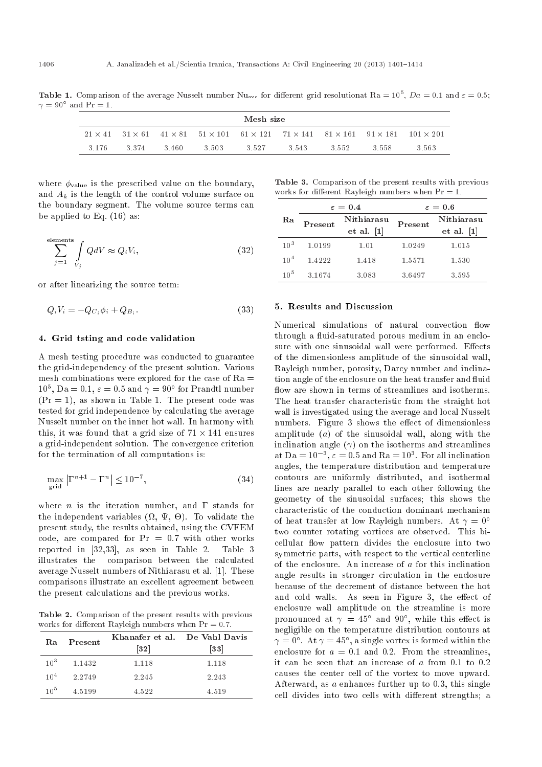**Table 1.** Comparison of the average Nusselt number $\mathrm{Nu}_{\mathrm{ave}}$ for different grid resolutionat $\mathrm{Ra} = 10^5$, $Da = 0.1$ and $\varepsilon = 0.5$; $\gamma = 90^\circ$ and $\mathrm{Pr} = 1$.

| Mesh size | | | | | | | | |
|---|---|---|---|---|---|---|---|---|
| 21 × 41 | 31 × 61 | 41 × 81 | 51 × 101 | 61 × 121 | 71 × 141 | 81 × 161 | 91 × 181 | 101 × 201 |
| 3.176 | 3.374 | 3.460 | 3.503 | 3.527 | 3.543 | 3.552 | 3.558 | 3.563 |

where $\phi_{\mathrm{value}}$ is the prescribed value on the boundary, and $A_k$ is the length of the control volume surface on the boundary segment. The volume source terms can be applied to Eq. (16) as:

$$\sum_{j=1}^{\text{elements}} \int_{V_j} Q dV \approx Q_i V_i, \tag{32}$$

or after linearizing the source term:

$$Q_i V_i = -Q_{C_i} \phi_i + Q_{B_i}. \tag{33}$$

## 4. Grid tsting and code validation

A mesh testing procedure was conducted to guarantee the grid-independency of the present solution. Various mesh combinations were explored for the case of $\mathrm{Ra} = 10^5$, $\mathrm{Da} = 0.1$, $\varepsilon = 0.5$ and $\gamma = 90^\circ$ for Prandtl number ($\mathrm{Pr} = 1$), as shown in Table 1. The present code was tested for grid independence by calculating the average Nusselt number on the inner hot wall. In harmony with this, it was found that a grid size of 71 × 141 ensures a grid-independent solution. The convergence criterion for the termination of all computations is:

$$\max_{\text{grid}} \left| \Gamma^{n+1} - \Gamma^n \right| \leq 10^{-7}, \tag{34}$$

where $n$ is the iteration number, and $\Gamma$ stands for the independent variables ($\Omega$, $\Psi$, $\Theta$). To validate the present study, the results obtained, using the CVFEM code, are compared for $\mathrm{Pr} = 0.7$ with other works reported in [32,33], as seen in Table 2. Table 3 illustrates the comparison between the calculated average Nusselt numbers of Nithiarasu et al. [1]. These comparisons illustrate an excellent agreement between the present calculations and the previous works.

**Table 2.** Comparison of the present results with previous works for different Rayleigh numbers when $\mathrm{Pr} = 0.7$.

| Ra | Present | Khanafer et al. [32] | De Vahl Davis [33] |
|---|---|---|---|
| $10^3$ | 1.1432 | 1.118 | 1.118 |
| $10^4$ | 2.2749 | 2.245 | 2.243 |
| $10^5$ | 4.5199 | 4.522 | 4.519 |

**Table 3.** Comparison of the present results with previous works for different Rayleigh numbers when $\mathrm{Pr} = 1$.

| Ra | $\varepsilon = 0.4$ | | $\varepsilon = 0.6$ | |
|---|---|---|---|---|
| | Present | Nithiarasu et al. [1] | Present | Nithiarasu et al. [1] |
| $10^3$ | 1.0199 | 1.01 | 1.0249 | 1.015 |
| $10^4$ | 1.4222 | 1.418 | 1.5571 | 1.530 |
| $10^5$ | 3.1674 | 3.083 | 3.6497 | 3.595 |

## 5. Results and Discussion

Numerical simulations of natural convection flow through a fluid-saturated porous medium in an enclosure with one sinusoidal wall were performed. Effects of the dimensionless amplitude of the sinusoidal wall, Rayleigh number, porosity, Darcy number and inclination angle of the enclosure on the heat transfer and fluid flow are shown in terms of streamlines and isotherms. The heat transfer characteristic from the straight hot wall is investigated using the average and local Nusselt numbers. Figure 3 shows the effect of dimensionless amplitude ($a$) of the sinusoidal wall, along with the inclination angle ($\gamma$) on the isotherms and streamlines at $\mathrm{Da} = 10^{-3}$, $\varepsilon = 0.5$ and $\mathrm{Ra} = 10^3$. For all inclination angles, the temperature distribution and temperature contours are uniformly distributed, and isothermal lines are nearly parallel to each other following the geometry of the sinusoidal surfaces; this shows the characteristic of the conduction dominant mechanism of heat transfer at low Rayleigh numbers. At $\gamma = 0^\circ$ two counter rotating vortices are observed. This bicellular flow pattern divides the enclosure into two symmetric parts, with respect to the vertical centerline of the enclosure. An increase of $a$ for this inclination angle results in stronger circulation in the enclosure because of the decrement of distance between the hot and cold walls. As seen in Figure 3, the effect of enclosure wall amplitude on the streamline is more pronounced at $\gamma = 45^\circ$ and $90^\circ$, while this effect is negligible on the temperature distribution contours at $\gamma = 0^\circ$. At $\gamma = 45^\circ$, a single vortex is formed within the enclosure for $a = 0.1$ and 0.2. From the streamlines, it can be seen that an increase of $a$ from 0.1 to 0.2 causes the center cell of the vortex to move upward. Afterward, as $a$ enhances further up to 0.3, this single cell divides into two cells with different strengths; a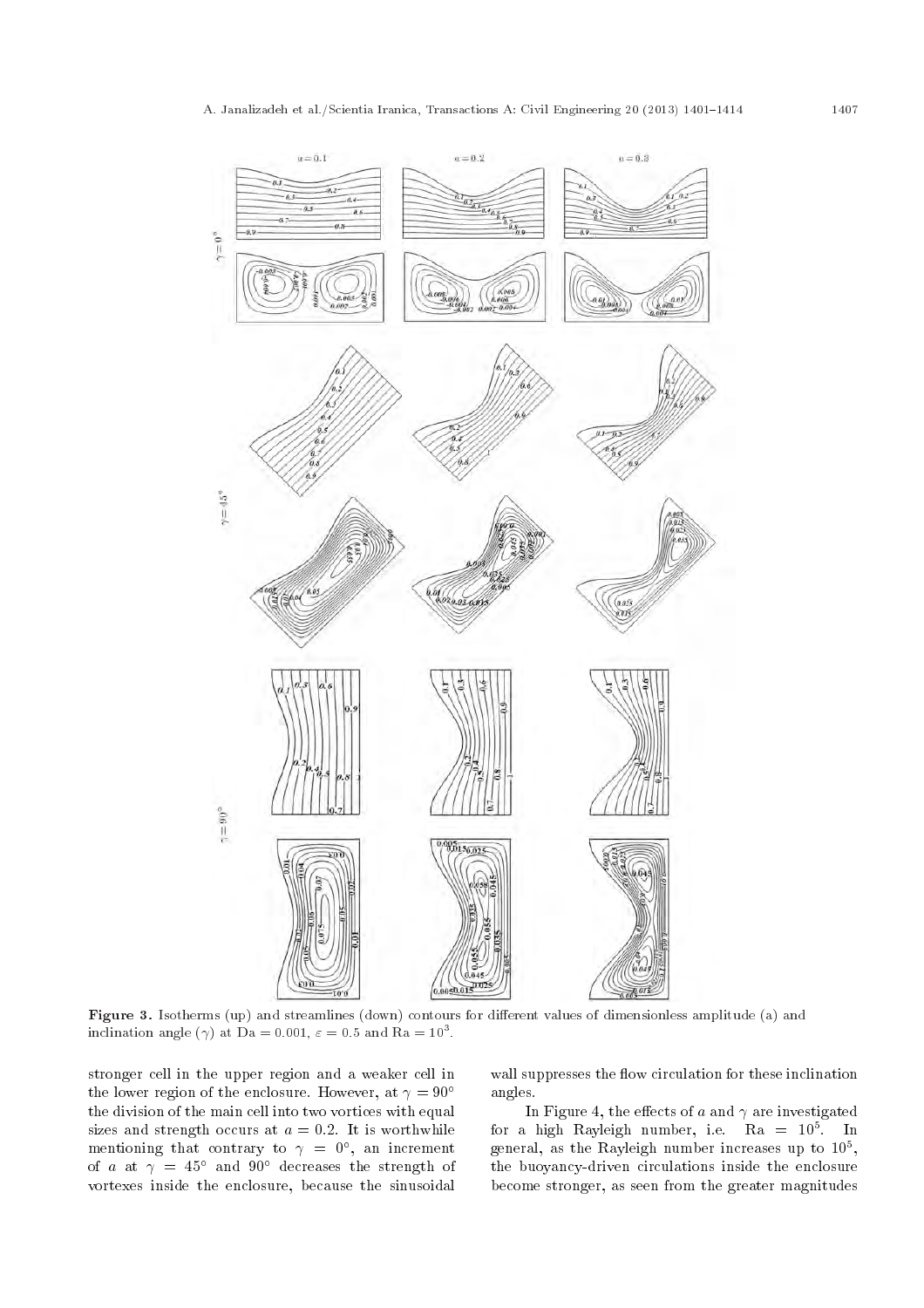**Figure 3.** Isotherms (up) and streamlines (down) contours for different values of dimensionless amplitude (a) and inclination angle ($\gamma$) at $\mathrm{Da} = 0.001$, $\varepsilon = 0.5$ and $\mathrm{Ra} = 10^3$.

stronger cell in the upper region and a weaker cell in the lower region of the enclosure. However, at $\gamma = 90^\circ$ the division of the main cell into two vortices with equal sizes and strength occurs at $a = 0.2$. It is worthwhile mentioning that contrary to $\gamma = 0^\circ$, an increment of $a$ at $\gamma = 45^\circ$ and $90^\circ$ decreases the strength of vortexes inside the enclosure, because the sinusoidal wall suppresses the flow circulation for these inclination angles.

In Figure 4, the effects of $a$ and $\gamma$ are investigated for a high Rayleigh number, i.e. $\mathrm{Ra} = 10^5$. In general, as the Rayleigh number increases up to $10^5$, the buoyancy-driven circulations inside the enclosure become stronger, as seen from the greater magnitudes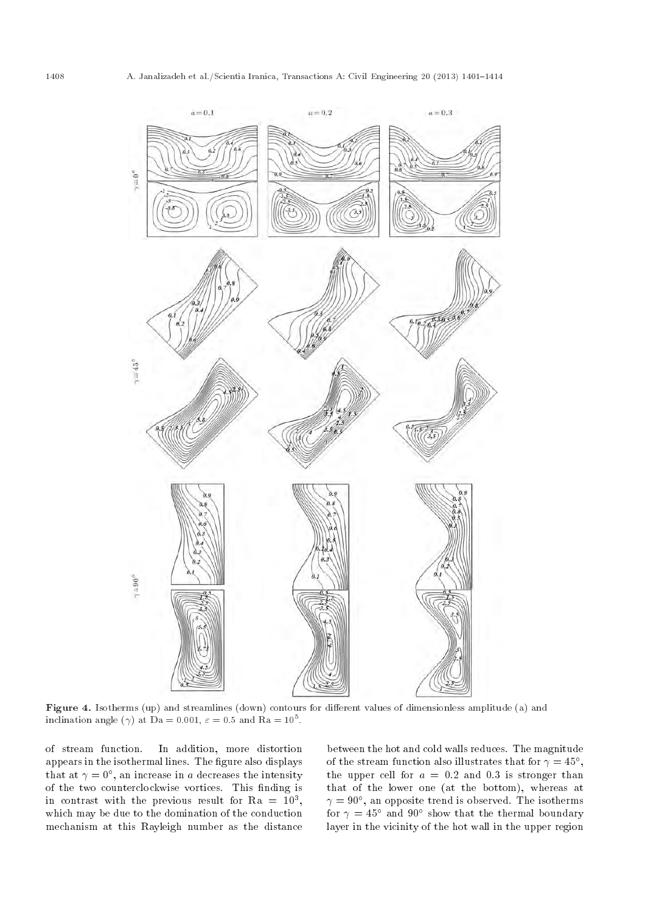**Figure 4.** Isotherms (up) and streamlines (down) contours for different values of dimensionless amplitude (a) and inclination angle ($\gamma$) at Da = 0.001, $\varepsilon = 0.5$ and Ra = $10^5$.

of stream function. In addition, more distortion appears in the isothermal lines. The figure also displays that at $\gamma = 0°$, an increase in $a$ decreases the intensity of the two counterclockwise vortices. This finding is in contrast with the previous result for Ra = $10^3$, which may be due to the domination of the conduction mechanism at this Rayleigh number as the distance between the hot and cold walls reduces. The magnitude of the stream function also illustrates that for $\gamma = 45°$, the upper cell for $a$ = 0.2 and 0.3 is stronger than that of the lower one (at the bottom), whereas at $\gamma = 90°$, an opposite trend is observed. The isotherms for $\gamma = 45°$ and $90°$ show that the thermal boundary layer in the vicinity of the hot wall in the upper region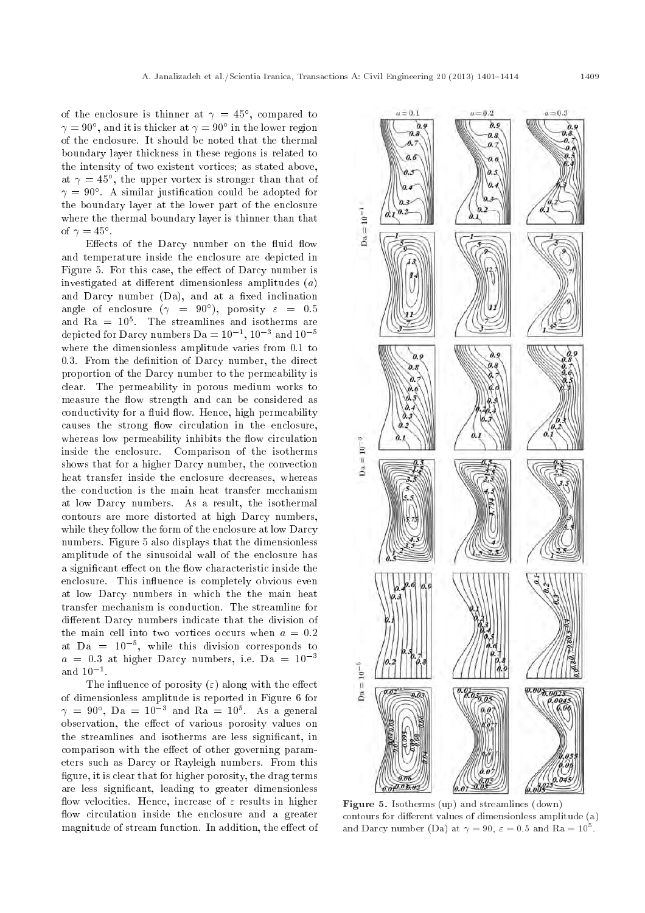of the enclosure is thinner at $\gamma = 45°$, compared to $\gamma = 90°$, and it is thicker at $\gamma = 90°$ in the lower region of the enclosure. It should be noted that the thermal boundary layer thickness in these regions is related to the intensity of two existent vortices; as stated above, at $\gamma = 45°$, the upper vortex is stronger than that of $\gamma = 90°$. A similar justification could be adopted for the boundary layer at the lower part of the enclosure where the thermal boundary layer is thinner than that of $\gamma = 45°$.

Effects of the Darcy number on the fluid flow and temperature inside the enclosure are depicted in Figure 5. For this case, the effect of Darcy number is investigated at different dimensionless amplitudes ($a$) and Darcy number (Da), and at a fixed inclination angle of enclosure ($\gamma = 90°$), porosity $\varepsilon = 0.5$ and $\mathrm{Ra} = 10^5$. The streamlines and isotherms are depicted for Darcy numbers $\mathrm{Da} = 10^{-1}$, $10^{-3}$ and $10^{-5}$ where the dimensionless amplitude varies from 0.1 to 0.3. From the definition of Darcy number, the direct proportion of the Darcy number to the permeability is clear. The permeability in porous medium works to measure the flow strength and can be considered as conductivity for a fluid flow. Hence, high permeability causes the strong flow circulation in the enclosure, whereas low permeability inhibits the flow circulation inside the enclosure. Comparison of the isotherms shows that for a higher Darcy number, the convection heat transfer inside the enclosure decreases, whereas the conduction is the main heat transfer mechanism at low Darcy numbers. As a result, the isothermal contours are more distorted at high Darcy numbers, while they follow the form of the enclosure at low Darcy numbers. Figure 5 also displays that the dimensionless amplitude of the sinusoidal wall of the enclosure has a significant effect on the flow characteristic inside the enclosure. This influence is completely obvious even at low Darcy numbers in which the the main heat transfer mechanism is conduction. The streamline for different Darcy numbers indicate that the division of the main cell into two vortices occurs when $a = 0.2$ at $\mathrm{Da} = 10^{-5}$, while this division corresponds to $a = 0.3$ at higher Darcy numbers, i.e. $\mathrm{Da} = 10^{-3}$ and $10^{-1}$.

The influence of porosity ($\varepsilon$) along with the effect of dimensionless amplitude is reported in Figure 6 for $\gamma = 90°$, $\mathrm{Da} = 10^{-3}$ and $\mathrm{Ra} = 10^5$. As a general observation, the effect of various porosity values on the streamlines and isotherms are less significant, in comparison with the effect of other governing parameters such as Darcy or Rayleigh numbers. From this figure, it is clear that for higher porosity, the drag terms are less significant, leading to greater dimensionless flow velocities. Hence, increase of $\varepsilon$ results in higher flow circulation inside the enclosure and a greater magnitude of stream function. In addition, the effect of

**Figure 5.** Isotherms (up) and streamlines (down) contours for different values of dimensionless amplitude (a) and Darcy number (Da) at $\gamma = 90$, $\varepsilon = 0.5$ and $\mathrm{Ra} = 10^5$.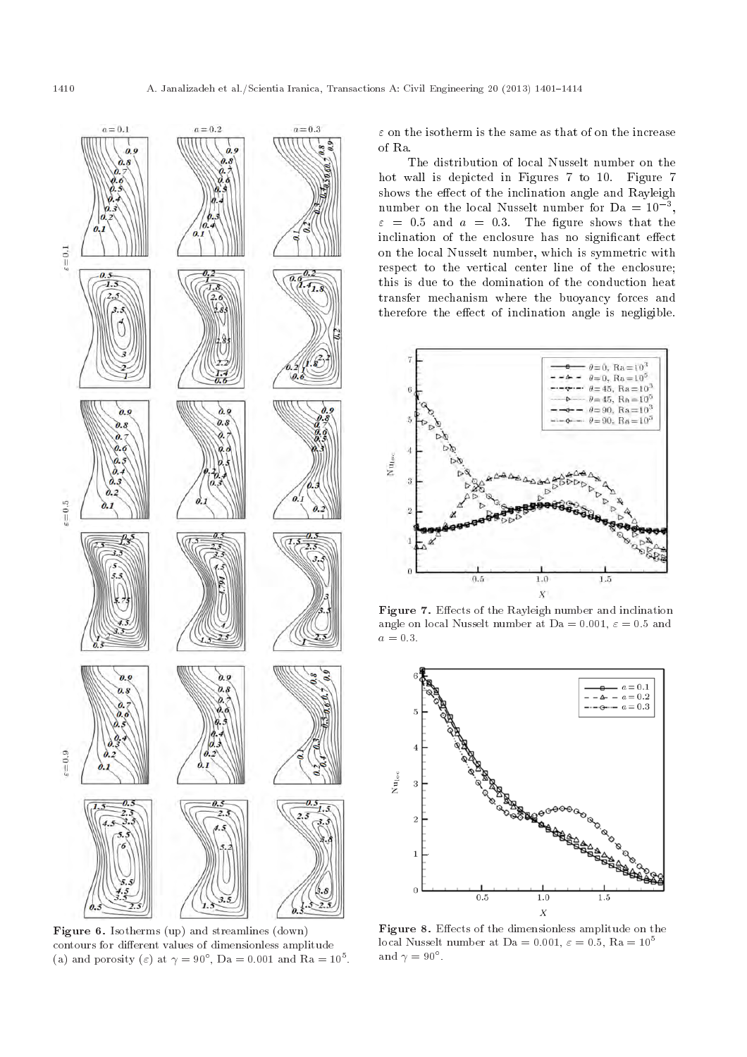$\varepsilon$ on the isotherm is the same as that of on the increase of Ra.

The distribution of local Nusselt number on the hot wall is depicted in Figures 7 to 10. Figure 7 shows the effect of the inclination angle and Rayleigh number on the local Nusselt number for Da $= 10^{-3}$, $\varepsilon = 0.5$ and $a = 0.3$. The figure shows that the inclination of the enclosure has no significant effect on the local Nusselt number, which is symmetric with respect to the vertical center line of the enclosure; this is due to the domination of the conduction heat transfer mechanism where the buoyancy forces and therefore the effect of inclination angle is negligible.

**Figure 6.** Isotherms (up) and streamlines (down) contours for different values of dimensionless amplitude (a) and porosity ($\varepsilon$) at $\gamma = 90°$, Da $= 0.001$ and Ra $= 10^5$.

**Figure 7.** Effects of the Rayleigh number and inclination angle on local Nusselt number at Da $= 0.001$, $\varepsilon = 0.5$ and $a = 0.3$.

**Figure 8.** Effects of the dimensionless amplitude on the local Nusselt number at Da $= 0.001$, $\varepsilon = 0.5$, Ra $= 10^5$ and $\gamma = 90°$.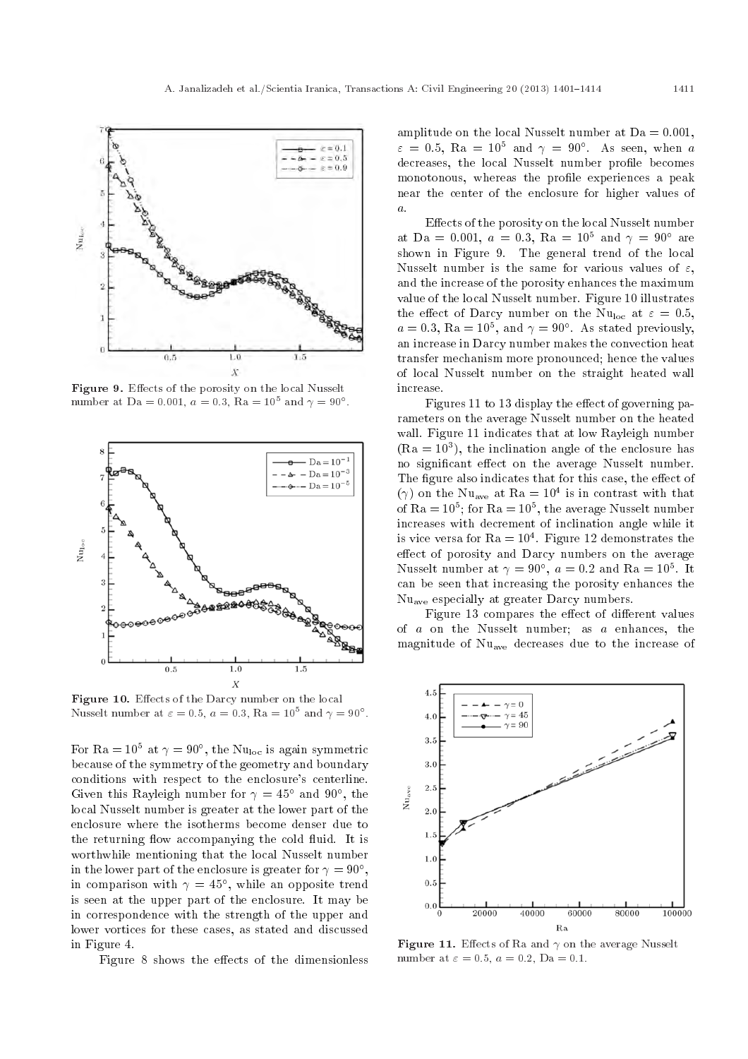Figure 9. Effects of the porosity on the local Nusselt number at $\mathrm{Da} = 0.001$, $a = 0.3$, $\mathrm{Ra} = 10^5$ and $\gamma = 90°$.

Figure 10. Effects of the Darcy number on the local Nusselt number at $\varepsilon = 0.5$, $a = 0.3$, $\mathrm{Ra} = 10^5$ and $\gamma = 90°$.

For $\mathrm{Ra} = 10^5$ at $\gamma = 90°$, the $\mathrm{Nu_{loc}}$ is again symmetric because of the symmetry of the geometry and boundary conditions with respect to the enclosure's centerline. Given this Rayleigh number for $\gamma = 45°$ and $90°$, the local Nusselt number is greater at the lower part of the enclosure where the isotherms become denser due to the returning flow accompanying the cold fluid. It is worthwhile mentioning that the local Nusselt number in the lower part of the enclosure is greater for $\gamma = 90°$, in comparison with $\gamma = 45°$, while an opposite trend is seen at the upper part of the enclosure. It may be in correspondence with the strength of the upper and lower vortices for these cases, as stated and discussed in Figure 4.

Figure 8 shows the effects of the dimensionless amplitude on the local Nusselt number at $\mathrm{Da} = 0.001$, $\varepsilon = 0.5$, $\mathrm{Ra} = 10^5$ and $\gamma = 90°$. As seen, when $a$ decreases, the local Nusselt number profile becomes monotonous, whereas the profile experiences a peak near the center of the enclosure for higher values of $a$.

Effects of the porosity on the local Nusselt number at $\mathrm{Da} = 0.001$, $a = 0.3$, $\mathrm{Ra} = 10^5$ and $\gamma = 90°$ are shown in Figure 9. The general trend of the local Nusselt number is the same for various values of $\varepsilon$, and the increase of the porosity enhances the maximum value of the local Nusselt number. Figure 10 illustrates the effect of Darcy number on the $\mathrm{Nu_{loc}}$ at $\varepsilon = 0.5$, $a = 0.3$, $\mathrm{Ra} = 10^5$, and $\gamma = 90°$. As stated previously, an increase in Darcy number makes the convection heat transfer mechanism more pronounced; hence the values of local Nusselt number on the straight heated wall increase.

Figures 11 to 13 display the effect of governing parameters on the average Nusselt number on the heated wall. Figure 11 indicates that at low Rayleigh number ($\mathrm{Ra} = 10^3$), the inclination angle of the enclosure has no significant effect on the average Nusselt number. The figure also indicates that for this case, the effect of ($\gamma$) on the $\mathrm{Nu_{ave}}$ at $\mathrm{Ra} = 10^4$ is in contrast with that of $\mathrm{Ra} = 10^5$; for $\mathrm{Ra} = 10^5$, the average Nusselt number increases with decrement of inclination angle while it is vice versa for $\mathrm{Ra} = 10^4$. Figure 12 demonstrates the effect of porosity and Darcy numbers on the average Nusselt number at $\gamma = 90°$, $a = 0.2$ and $\mathrm{Ra} = 10^5$. It can be seen that increasing the porosity enhances the $\mathrm{Nu_{ave}}$ especially at greater Darcy numbers.

Figure 13 compares the effect of different values of $a$ on the Nusselt number; as $a$ enhances, the magnitude of $\mathrm{Nu_{ave}}$ decreases due to the increase of

Figure 11. Effects of Ra and $\gamma$ on the average Nusselt number at $\varepsilon = 0.5$, $a = 0.2$, $\mathrm{Da} = 0.1$.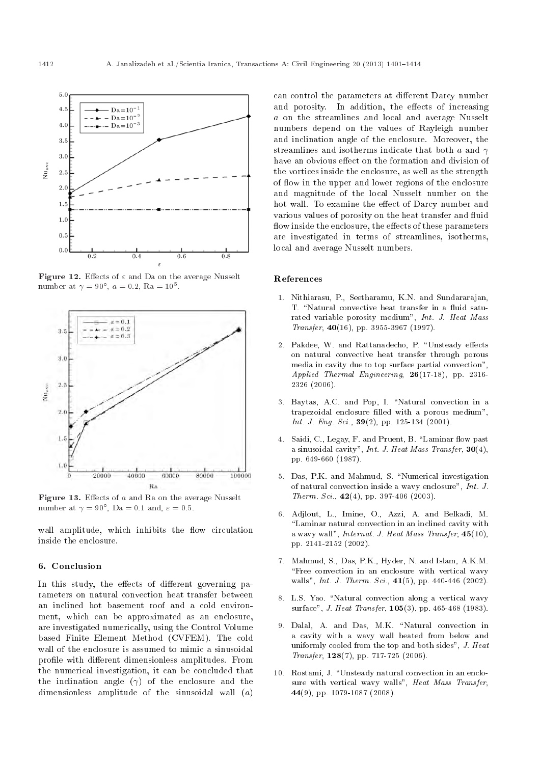Figure 12. Effects of $\varepsilon$ and Da on the average Nusselt number at $\gamma = 90°$, $a = 0.2$, $\mathrm{Ra} = 10^5$.

Figure 13. Effects of $a$ and Ra on the average Nusselt number at $\gamma = 90°$, $\mathrm{Da} = 0.1$ and, $\varepsilon = 0.5$.

wall amplitude, which inhibits the flow circulation inside the enclosure.

## 6. Conclusion

In this study, the effects of different governing parameters on natural convection heat transfer between an inclined hot basement roof and a cold environment, which can be approximated as an enclosure, are investigated numerically, using the Control Volume based Finite Element Method (CVFEM). The cold wall of the enclosure is assumed to mimic a sinusoidal profile with different dimensionless amplitudes. From the numerical investigation, it can be concluded that the inclination angle ($\gamma$) of the enclosure and the dimensionless amplitude of the sinusoidal wall ($a$) can control the parameters at different Darcy number and porosity. In addition, the effects of increasing $a$ on the streamlines and local and average Nusselt numbers depend on the values of Rayleigh number and inclination angle of the enclosure. Moreover, the streamlines and isotherms indicate that both $a$ and $\gamma$ have an obvious effect on the formation and division of the vortices inside the enclosure, as well as the strength of flow in the upper and lower regions of the enclosure and magnitude of the local Nusselt number on the hot wall. To examine the effect of Darcy number and various values of porosity on the heat transfer and fluid flow inside the enclosure, the effects of these parameters are investigated in terms of streamlines, isotherms, local and average Nusselt numbers.

## References

1. Nithiarasu, P., Seetharamu, K.N. and Sundararajan, T. "Natural convective heat transfer in a fluid saturated variable porosity medium", *Int. J. Heat Mass Transfer*, **40**(16), pp. 3955-3967 (1997).
2. Pakdee, W. and Rattanadecho, P. "Unsteady effects on natural convective heat transfer through porous media in cavity due to top surface partial convection", *Applied Thermal Engineering*, **26**(17-18), pp. 2316-2326 (2006).
3. Baytas, A.C. and Pop, I. "Natural convection in a trapezoidal enclosure filled with a porous medium", *Int. J. Eng. Sci.*, **39**(2), pp. 125-134 (2001).
4. Saidi, C., Legay, F. and Pruent, B. "Laminar flow past a sinusoidal cavity", *Int. J. Heat Mass Transfer*, **30**(4), pp. 649-660 (1987).
5. Das, P.K. and Mahmud, S. "Numerical investigation of natural convection inside a wavy enclosure", *Int. J. Therm. Sci.*, **42**(4), pp. 397-406 (2003).
6. Adjlout, L., Imine, O., Azzi, A. and Belkadi, M. "Laminar natural convection in an inclined cavity with a wavy wall", *Internat. J. Heat Mass Transfer*, **45**(10), pp. 2141-2152 (2002).
7. Mahmud, S., Das, P.K., Hyder, N. and Islam, A.K.M. "Free convection in an enclosure with vertical wavy walls", *Int. J. Therm. Sci.*, **41**(5), pp. 440-446 (2002).
8. L.S. Yao. "Natural convection along a vertical wavy surface", *J. Heat Transfer*, **105**(3), pp. 465-468 (1983).
9. Dalal, A. and Das, M.K. "Natural convection in a cavity with a wavy wall heated from below and uniformly cooled from the top and both sides", *J. Heat Transfer*, **128**(7), pp. 717-725 (2006).
10. Rostami, J. "Unsteady natural convection in an enclosure with vertical wavy walls", *Heat Mass Transfer*, **44**(9), pp. 1079-1087 (2008).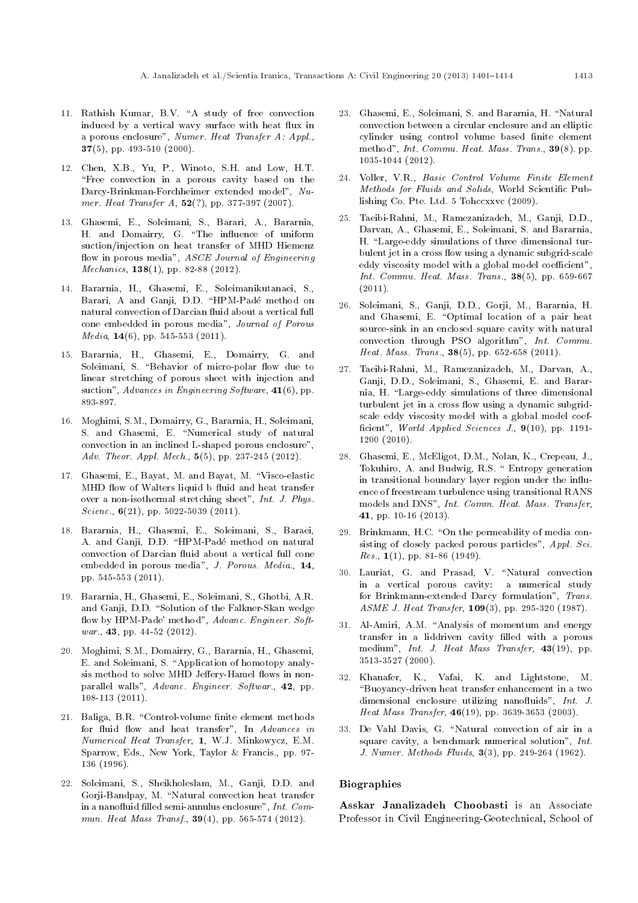11. Rathish Kumar, B.V. "A study of free convection induced by a vertical wavy surface with heat flux in a porous enclosure", *Numer. Heat Transfer A: Appl.*, **37**(5), pp. 493-510 (2000).

12. Chen, X.B., Yu, P., Winoto, S.H. and Low, H.T. "Free convection in a porous cavity based on the Darcy-Brinkman-Forchheimer extended model", *Numer. Heat Transfer A*, **52**(?), pp. 377-397 (2007).

13. Ghasemi, E., Soleimani, S., Barari, A., Bararnia, H. and Domairry, G. "The influence of uniform suction/injection on heat transfer of MHD Hiemenz flow in porous media", *ASCE Journal of Engineering Mechanics*, **138**(1), pp. 82-88 (2012).

14. Bararnia, H., Ghasemi, E., Soleimanikutanaei, S., Barari, A and Ganji, D.D. "HPM-Padé method on natural convection of Darcian fluid about a vertical full cone embedded in porous media", *Journal of Porous Media*, **14**(6), pp. 545-553 (2011).

15. Bararnia, H., Ghasemi, E., Domairry, G. and Soleimani, S. "Behavior of micro-polar flow due to linear stretching of porous sheet with injection and suction", *Advances in Engineering Software*, **41**(6), pp. 893-897.

16. Moghimi, S.M., Domairry, G., Bararnia, H., Soleimani, S. and Ghasemi, E. "Numerical study of natural convection in an inclined L-shaped porous enclosure", *Adv. Theor. Appl. Mech.*, **5**(5), pp. 237-245 (2012).

17. Ghasemi, E., Bayat, M. and Bayat, M. "Visco-elastic MHD flow of Walters liquid b fluid and heat transfer over a non-isothermal stretching sheet", *Int. J. Phys. Scienc.*, **6**(21), pp. 5022-5039 (2011).

18. Bararnia, H., Ghasemi, E., Soleimani, S., Baraei, A. and Ganji, D.D. "HPM-Padé method on natural convection of Darcian fluid about a vertical full cone embedded in porous media", *J. Porous. Media.*, **14**, pp. 545-553 (2011).

19. Bararnia, H., Ghasemi, E., Soleimani, S., Ghotbi, A.R. and Ganji, D.D. "Solution of the Falkner-Skan wedge flow by HPM-Pade' method", *Advanc. Engineer. Softwar.*, **43**, pp. 44-52 (2012).

20. Moghimi, S.M., Domairry, G., Bararnia, H., Ghasemi, E. and Soleimani, S. "Application of homotopy analysis method to solve MHD Jeffery-Hamel flows in non-parallel walls", *Advanc. Engineer. Softwar.*, **42**, pp. 108-113 (2011).

21. Baliga, B.R. "Control-volume finite element methods for fluid flow and heat transfer", In *Advances in Numerical Heat Transfer*, **1**, W.J. Minkowycz, E.M. Sparrow, Eds., New York, Taylor & Francis., pp. 97-136 (1996).

22. Soleimani, S., Sheikholeslam, M., Ganji, D.D. and Gorji-Bandpay, M. "Natural convection heat transfer in a nanofluid filled semi-annulus enclosure", *Int. Commun. Heat Mass Transf.*, **39**(4), pp. 565-574 (2012).

23. Ghasemi, E., Soleimani, S. and Bararnia, H. "Natural convection between a circular enclosure and an elliptic cylinder using control volume based finite element method", *Int. Commu. Heat. Mass. Trans.*, **39**(8). pp. 1035-1044 (2012).

24. Voller, V.R., *Basic Control Volume Finite Element Methods for Fluids and Solids*, World Scientific Publishing Co. Pte. Ltd. 5 Tohccxxvc (2009).

25. Taeibi-Rahni, M., Ramezanizadeh, M., Ganji, D.D., Darvan, A., Ghasemi, E., Soleimani, S. and Bararnia, H. "Large-eddy simulations of three dimensional turbulent jet in a cross flow using a dynamic subgrid-scale eddy viscosity model with a global model coefficient", *Int. Commu. Heat. Mass. Trans.*, **38**(5), pp. 659-667 (2011).

26. Soleimani, S., Ganji, D.D., Gorji, M., Bararnia, H. and Ghasemi, E. "Optimal location of a pair heat source-sink in an enclosed square cavity with natural convection through PSO algorithm", *Int. Commu. Heat. Mass. Trans.*, **38**(5), pp. 652-658 (2011).

27. Taeibi-Rahni, M., Ramezanizadeh, M., Darvan, A., Ganji, D.D., Soleimani, S., Ghasemi, E. and Bararnia, H. "Large-eddy simulations of three dimensional turbulent jet in a cross flow using a dynamic subgrid-scale eddy viscosity model with a global model coefficient", *World Applied Sciences J.*, **9**(10), pp. 1191-1200 (2010).

28. Ghasemi, E., McEligot, D.M., Nolan, K., Crepeau, J., Tokuhiro, A. and Budwig, R.S. " Entropy generation in transitional boundary layer region under the influence of freestream turbulence using transitional RANS models and DNS", *Int. Comm. Heat. Mass. Transfer*, **41**, pp. 10-16 (2013).

29. Brinkmann, H.C. "On the permeability of media consisting of closely packed porous particles", *Appl. Sci. Res.*, **1**(1), pp. 81-86 (1949).

30. Lauriat, G. and Prasad, V. "Natural convection in a vertical porous cavity: a numerical study for Brinkmann-extended Darcy formulation", *Trans. ASME J. Heat Transfer*, **109**(3), pp. 295-320 (1987).

31. Al-Amiri, A.M. "Analysis of momentum and energy transfer in a liddriven cavity filled with a porous medium", *Int. J. Heat Mass Transfer*, **43**(19), pp. 3513-3527 (2000).

32. Khanafer, K., Vafai, K. and Lightstone, M. "Buoyancy-driven heat transfer enhancement in a two dimensional enclosure utilizing nanofluids", *Int. J. Heat Mass Transfer*, **46**(19), pp. 3639-3653 (2003).

33. De Vahl Davis, G. "Natural convection of air in a square cavity, a benchmark numerical solution", *Int. J. Numer. Methods Fluids*, **3**(3), pp. 249-264 (1962).

## Biographies

**Asskar Janalizadeh Choobasti** is an Associate Professor in Civil Engineering-Geotechnical, School of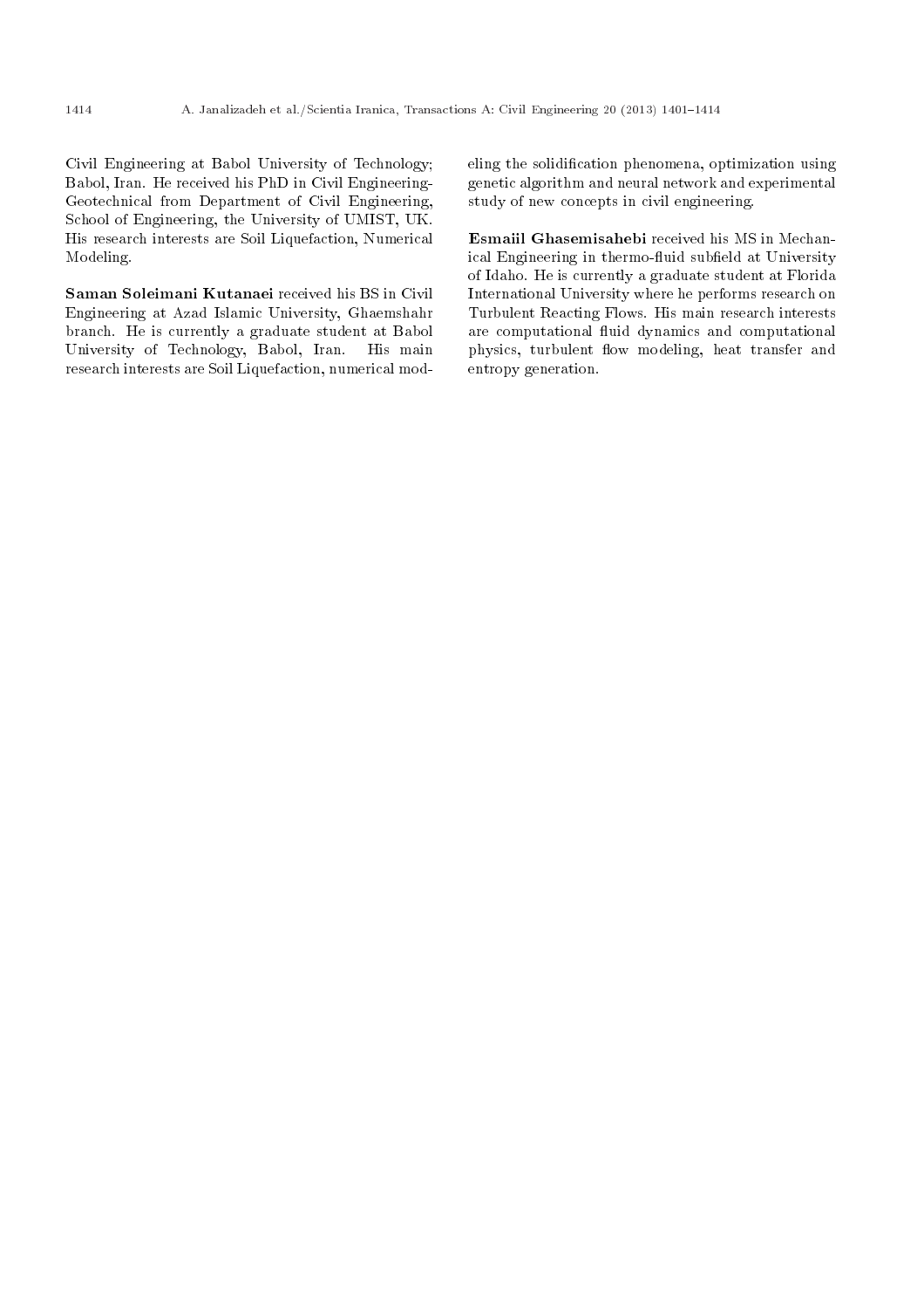Civil Engineering at Babol University of Technology; Babol, Iran. He received his PhD in Civil Engineering-Geotechnical from Department of Civil Engineering, School of Engineering, the University of UMIST, UK. His research interests are Soil Liquefaction, Numerical Modeling.

**Saman Soleimani Kutanaei** received his BS in Civil Engineering at Azad Islamic University, Ghaemshahr branch. He is currently a graduate student at Babol University of Technology, Babol, Iran. His main research interests are Soil Liquefaction, numerical modeling the solidification phenomena, optimization using genetic algorithm and neural network and experimental study of new concepts in civil engineering.

**Esmaiil Ghasemisahebi** received his MS in Mechanical Engineering in thermo-fluid subfield at University of Idaho. He is currently a graduate student at Florida International University where he performs research on Turbulent Reacting Flows. His main research interests are computational fluid dynamics and computational physics, turbulent flow modeling, heat transfer and entropy generation.